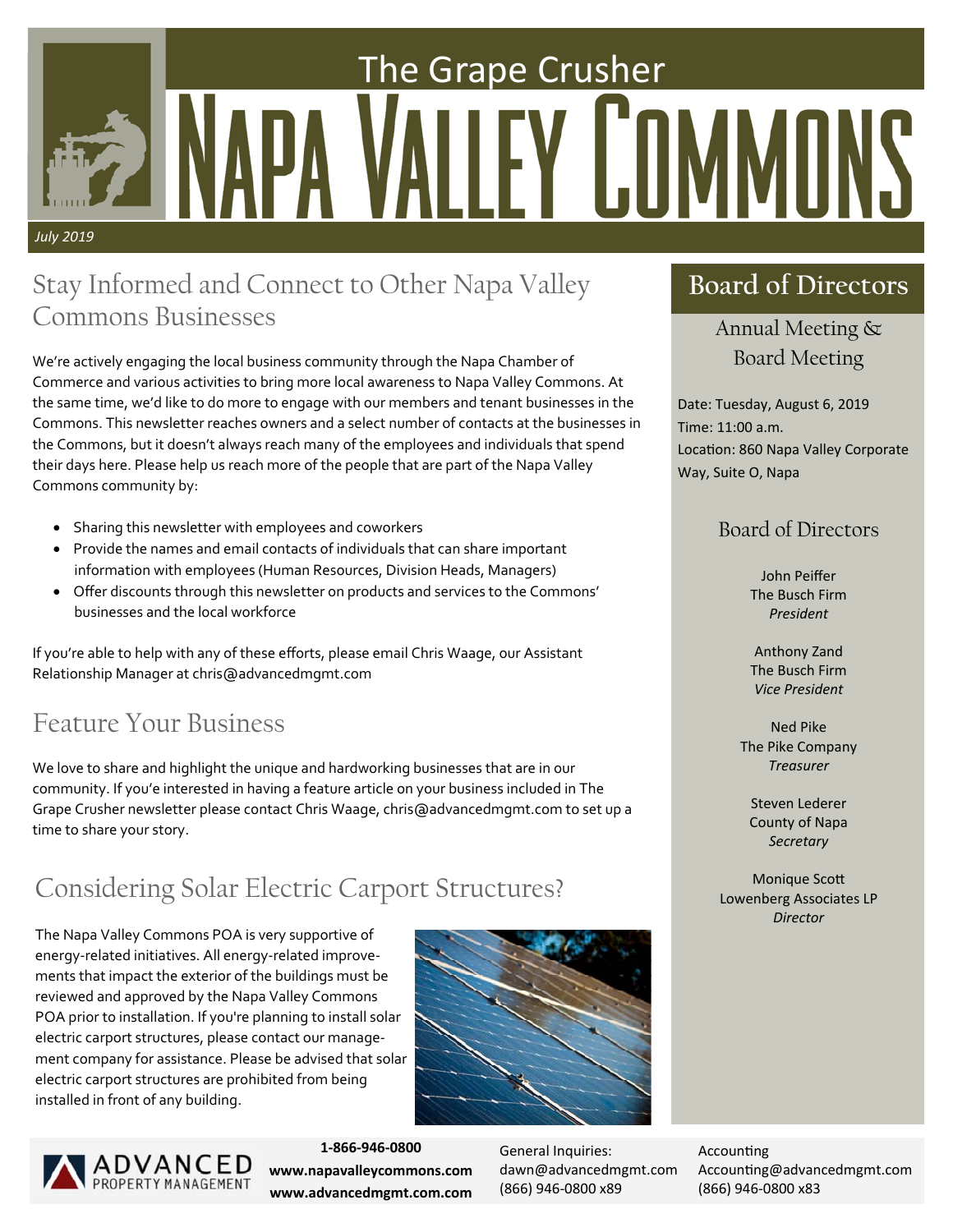# The Grape Crusher
# Napa Valley Commons

*July 2019*

## Stay Informed and Connect to Other Napa Valley Commons Businesses

We're actively engaging the local business community through the Napa Chamber of Commerce and various activities to bring more local awareness to Napa Valley Commons. At the same time, we'd like to do more to engage with our members and tenant businesses in the Commons. This newsletter reaches owners and a select number of contacts at the businesses in the Commons, but it doesn't always reach many of the employees and individuals that spend their days here. Please help us reach more of the people that are part of the Napa Valley Commons community by:

- Sharing this newsletter with employees and coworkers
- Provide the names and email contacts of individuals that can share important information with employees (Human Resources, Division Heads, Managers)
- Offer discounts through this newsletter on products and services to the Commons' businesses and the local workforce

If you're able to help with any of these efforts, please email Chris Waage, our Assistant Relationship Manager at chris@advancedmgmt.com

## Feature Your Business

We love to share and highlight the unique and hardworking businesses that are in our community. If you'e interested in having a feature article on your business included in The Grape Crusher newsletter please contact Chris Waage, chris@advancedmgmt.com to set up a time to share your story.

## Considering Solar Electric Carport Structures?

The Napa Valley Commons POA is very supportive of energy-related initiatives. All energy-related improvements that impact the exterior of the buildings must be reviewed and approved by the Napa Valley Commons POA prior to installation. If you're planning to install solar electric carport structures, please contact our management company for assistance. Please be advised that solar electric carport structures are prohibited from being installed in front of any building.

## Board of Directors

### Annual Meeting & Board Meeting

Date: Tuesday, August 6, 2019
Time: 11:00 a.m.
Location: 860 Napa Valley Corporate Way, Suite O, Napa

### Board of Directors

John Peiffer
The Busch Firm
*President*

Anthony Zand
The Busch Firm
*Vice President*

Ned Pike
The Pike Company
*Treasurer*

Steven Lederer
County of Napa
*Secretary*

Monique Scott
Lowenberg Associates LP
*Director*

---

ADVANCED PROPERTY MANAGEMENT

**1-866-946-0800**
**www.napavalleycommons.com**
**www.advancedmgmt.com.com**

General Inquiries:
dawn@advancedmgmt.com
(866) 946-0800 x89

Accounting
Accounting@advancedmgmt.com
(866) 946-0800 x83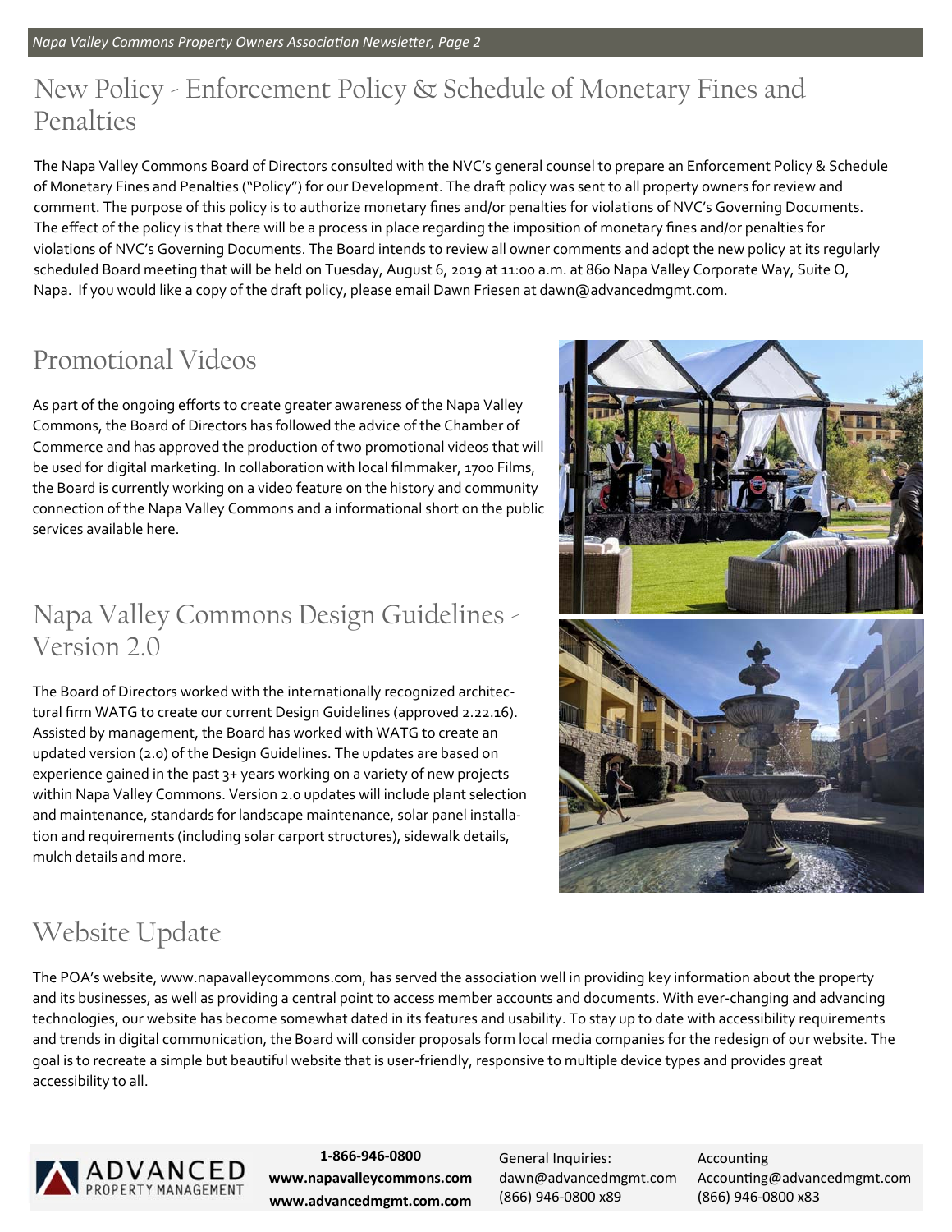## New Policy - Enforcement Policy & Schedule of Monetary Fines and Penalties

The Napa Valley Commons Board of Directors consulted with the NVC's general counsel to prepare an Enforcement Policy & Schedule of Monetary Fines and Penalties ("Policy") for our Development. The draft policy was sent to all property owners for review and comment. The purpose of this policy is to authorize monetary fines and/or penalties for violations of NVC's Governing Documents. The effect of the policy is that there will be a process in place regarding the imposition of monetary fines and/or penalties for violations of NVC's Governing Documents. The Board intends to review all owner comments and adopt the new policy at its regularly scheduled Board meeting that will be held on Tuesday, August 6, 2019 at 11:00 a.m. at 860 Napa Valley Corporate Way, Suite O, Napa. If you would like a copy of the draft policy, please email Dawn Friesen at dawn@advancedmgmt.com.

## Promotional Videos

As part of the ongoing efforts to create greater awareness of the Napa Valley Commons, the Board of Directors has followed the advice of the Chamber of Commerce and has approved the production of two promotional videos that will be used for digital marketing. In collaboration with local filmmaker, 1700 Films, the Board is currently working on a video feature on the history and community connection of the Napa Valley Commons and a informational short on the public services available here.

## Napa Valley Commons Design Guidelines - Version 2.0

The Board of Directors worked with the internationally recognized architectural firm WATG to create our current Design Guidelines (approved 2.22.16). Assisted by management, the Board has worked with WATG to create an updated version (2.0) of the Design Guidelines. The updates are based on experience gained in the past 3+ years working on a variety of new projects within Napa Valley Commons. Version 2.0 updates will include plant selection and maintenance, standards for landscape maintenance, solar panel installation and requirements (including solar carport structures), sidewalk details, mulch details and more.

## Website Update

The POA's website, www.napavalleycommons.com, has served the association well in providing key information about the property and its businesses, as well as providing a central point to access member accounts and documents. With ever-changing and advancing technologies, our website has become somewhat dated in its features and usability. To stay up to date with accessibility requirements and trends in digital communication, the Board will consider proposals form local media companies for the redesign of our website. The goal is to recreate a simple but beautiful website that is user-friendly, responsive to multiple device types and provides great accessibility to all.

ADVANCED PROPERTY MANAGEMENT

**1-866-946-0800**
**www.napavalleycommons.com**
**www.advancedmgmt.com.com**

General Inquiries:
dawn@advancedmgmt.com
(866) 946-0800 x89

Accounting
Accounting@advancedmgmt.com
(866) 946-0800 x83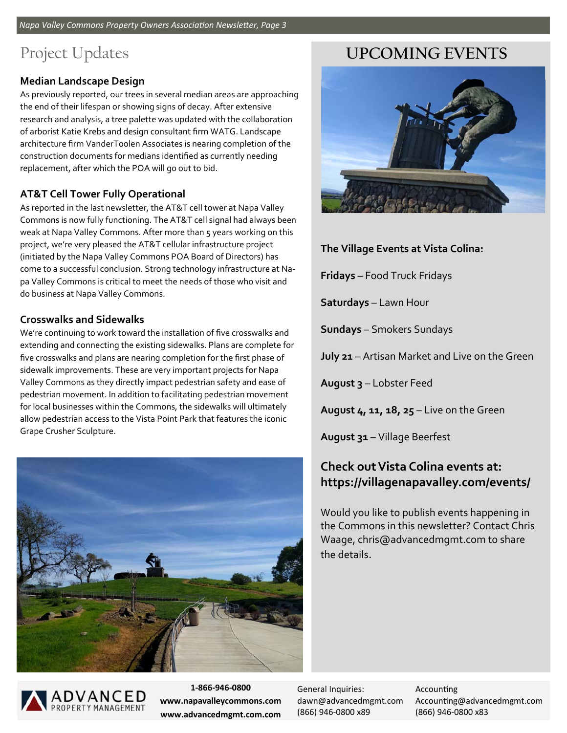# Project Updates

### Median Landscape Design

As previously reported, our trees in several median areas are approaching the end of their lifespan or showing signs of decay. After extensive research and analysis, a tree palette was updated with the collaboration of arborist Katie Krebs and design consultant firm WATG. Landscape architecture firm VanderToolen Associates is nearing completion of the construction documents for medians identified as currently needing replacement, after which the POA will go out to bid.

### AT&T Cell Tower Fully Operational

As reported in the last newsletter, the AT&T cell tower at Napa Valley Commons is now fully functioning. The AT&T cell signal had always been weak at Napa Valley Commons. After more than 5 years working on this project, we're very pleased the AT&T cellular infrastructure project (initiated by the Napa Valley Commons POA Board of Directors) has come to a successful conclusion. Strong technology infrastructure at Napa Valley Commons is critical to meet the needs of those who visit and do business at Napa Valley Commons.

### Crosswalks and Sidewalks

We're continuing to work toward the installation of five crosswalks and extending and connecting the existing sidewalks. Plans are complete for five crosswalks and plans are nearing completion for the first phase of sidewalk improvements. These are very important projects for Napa Valley Commons as they directly impact pedestrian safety and ease of pedestrian movement. In addition to facilitating pedestrian movement for local businesses within the Commons, the sidewalks will ultimately allow pedestrian access to the Vista Point Park that features the iconic Grape Crusher Sculpture.

# UPCOMING EVENTS

**The Village Events at Vista Colina:**

**Fridays** – Food Truck Fridays

**Saturdays** – Lawn Hour

**Sundays** – Smokers Sundays

**July 21** – Artisan Market and Live on the Green

**August 3** – Lobster Feed

**August 4, 11, 18, 25** – Live on the Green

**August 31** – Village Beerfest

### Check out Vista Colina events at: https://villagenapavalley.com/events/

Would you like to publish events happening in the Commons in this newsletter? Contact Chris Waage, chris@advancedmgmt.com to share the details.

ADVANCED PROPERTY MANAGEMENT

**1-866-946-0800**
**www.napavalleycommons.com**
**www.advancedmgmt.com.com**

General Inquiries:
dawn@advancedmgmt.com
(866) 946-0800 x89

Accounting
Accounting@advancedmgmt.com
(866) 946-0800 x83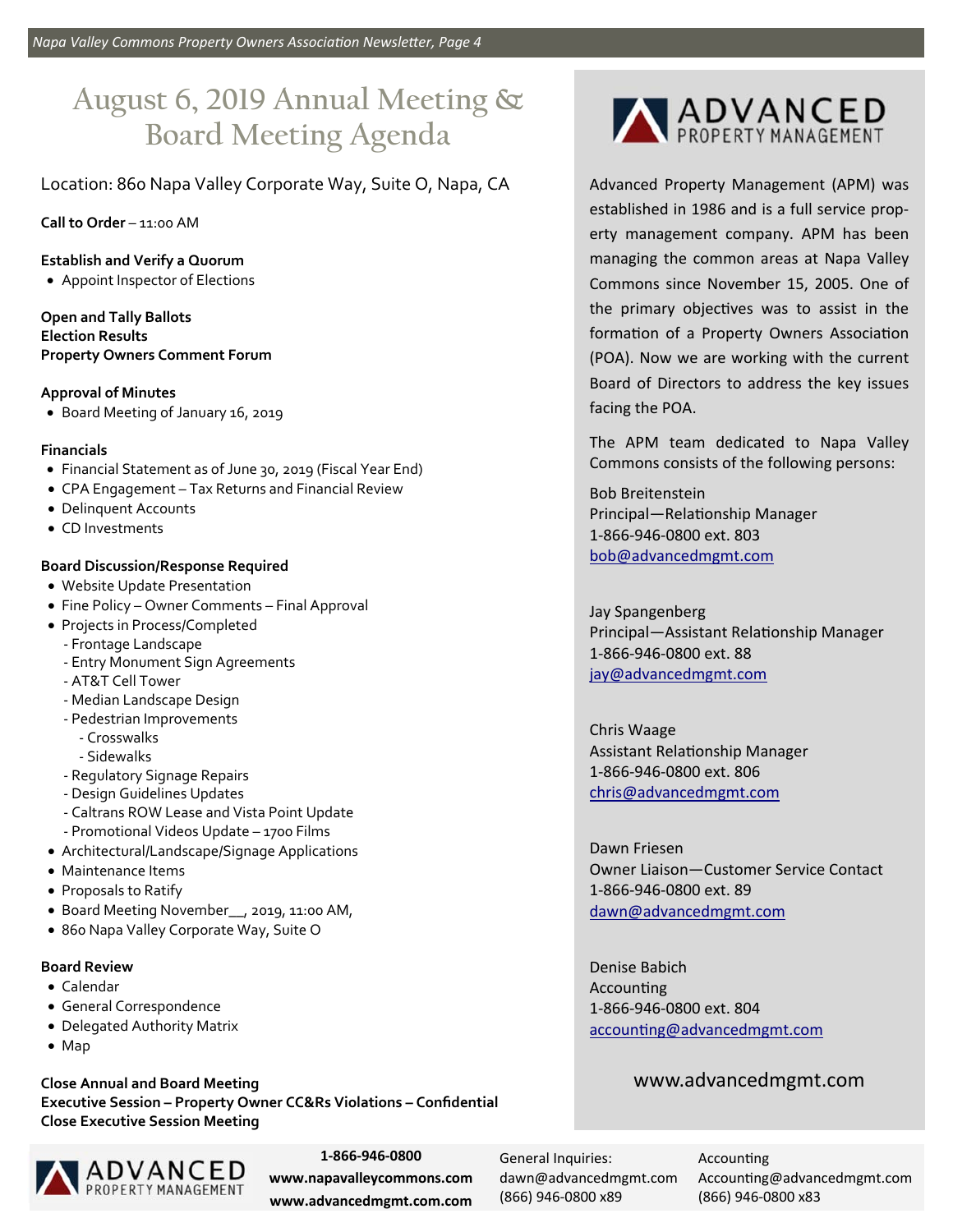# August 6, 2019 Annual Meeting & Board Meeting Agenda

Location: 860 Napa Valley Corporate Way, Suite O, Napa, CA

**Call to Order** – 11:00 AM

**Establish and Verify a Quorum**

- Appoint Inspector of Elections

**Open and Tally Ballots**
**Election Results**
**Property Owners Comment Forum**

**Approval of Minutes**

- Board Meeting of January 16, 2019

**Financials**

- Financial Statement as of June 30, 2019 (Fiscal Year End)
- CPA Engagement – Tax Returns and Financial Review
- Delinquent Accounts
- CD Investments

**Board Discussion/Response Required**

- Website Update Presentation
- Fine Policy – Owner Comments – Final Approval
- Projects in Process/Completed
  - Frontage Landscape
  - Entry Monument Sign Agreements
  - AT&T Cell Tower
  - Median Landscape Design
  - Pedestrian Improvements
    - Crosswalks
    - Sidewalks
  - Regulatory Signage Repairs
  - Design Guidelines Updates
  - Caltrans ROW Lease and Vista Point Update
  - Promotional Videos Update – 1700 Films
- Architectural/Landscape/Signage Applications
- Maintenance Items
- Proposals to Ratify
- Board Meeting November__, 2019, 11:00 AM,
- 860 Napa Valley Corporate Way, Suite O

**Board Review**

- Calendar
- General Correspondence
- Delegated Authority Matrix
- Map

**Close Annual and Board Meeting**
**Executive Session – Property Owner CC&Rs Violations – Confidential**
**Close Executive Session Meeting**

---

ADVANCED PROPERTY MANAGEMENT

Advanced Property Management (APM) was established in 1986 and is a full service property management company. APM has been managing the common areas at Napa Valley Commons since November 15, 2005. One of the primary objectives was to assist in the formation of a Property Owners Association (POA). Now we are working with the current Board of Directors to address the key issues facing the POA.

The APM team dedicated to Napa Valley Commons consists of the following persons:

Bob Breitenstein
Principal—Relationship Manager
1-866-946-0800 ext. 803
bob@advancedmgmt.com

Jay Spangenberg
Principal—Assistant Relationship Manager
1-866-946-0800 ext. 88
jay@advancedmgmt.com

Chris Waage
Assistant Relationship Manager
1-866-946-0800 ext. 806
chris@advancedmgmt.com

Dawn Friesen
Owner Liaison—Customer Service Contact
1-866-946-0800 ext. 89
dawn@advancedmgmt.com

Denise Babich
Accounting
1-866-946-0800 ext. 804
accounting@advancedmgmt.com

www.advancedmgmt.com

---

ADVANCED PROPERTY MANAGEMENT

**1-866-946-0800**
**www.napavalleycommons.com**
**www.advancedmgmt.com.com**

General Inquiries:
dawn@advancedmgmt.com
(866) 946-0800 x89

Accounting
Accounting@advancedmgmt.com
(866) 946-0800 x83